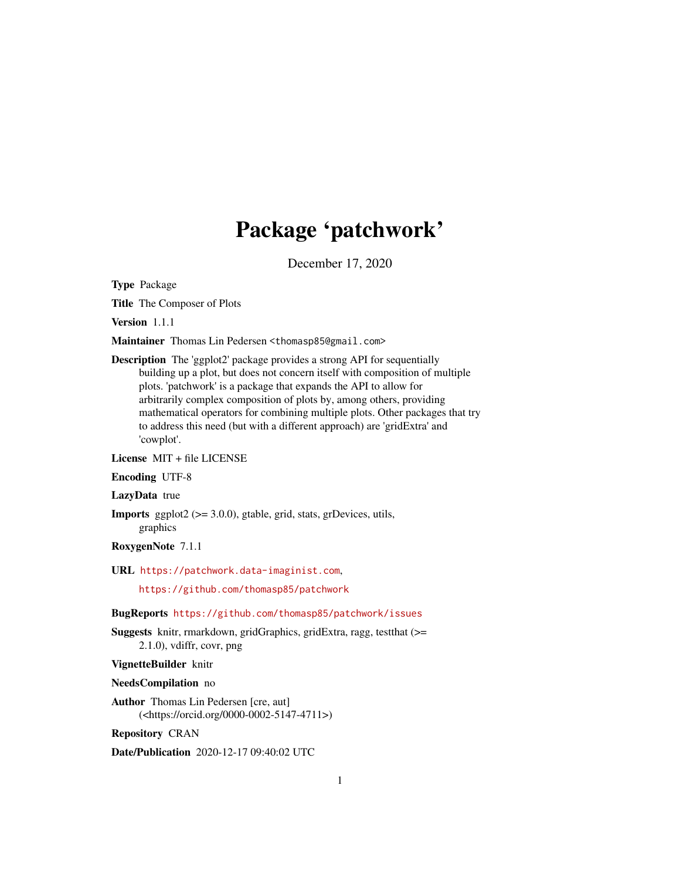# Package 'patchwork'

December 17, 2020

**Type** Package

**Title** The Composer of Plots

**Version** 1.1.1

**Maintainer** Thomas Lin Pedersen <thomasp85@gmail.com>

**Description** The 'ggplot2' package provides a strong API for sequentially building up a plot, but does not concern itself with composition of multiple plots. 'patchwork' is a package that expands the API to allow for arbitrarily complex composition of plots by, among others, providing mathematical operators for combining multiple plots. Other packages that try to address this need (but with a different approach) are 'gridExtra' and 'cowplot'.

**License** MIT + file LICENSE

**Encoding** UTF-8

**LazyData** true

**Imports** ggplot2 (>= 3.0.0), gtable, grid, stats, grDevices, utils, graphics

**RoxygenNote** 7.1.1

**URL** https://patchwork.data-imaginist.com,
https://github.com/thomasp85/patchwork

**BugReports** https://github.com/thomasp85/patchwork/issues

**Suggests** knitr, rmarkdown, gridGraphics, gridExtra, ragg, testthat (>= 2.1.0), vdiffr, covr, png

**VignetteBuilder** knitr

**NeedsCompilation** no

**Author** Thomas Lin Pedersen [cre, aut] (<https://orcid.org/0000-0002-5147-4711>)

**Repository** CRAN

**Date/Publication** 2020-12-17 09:40:02 UTC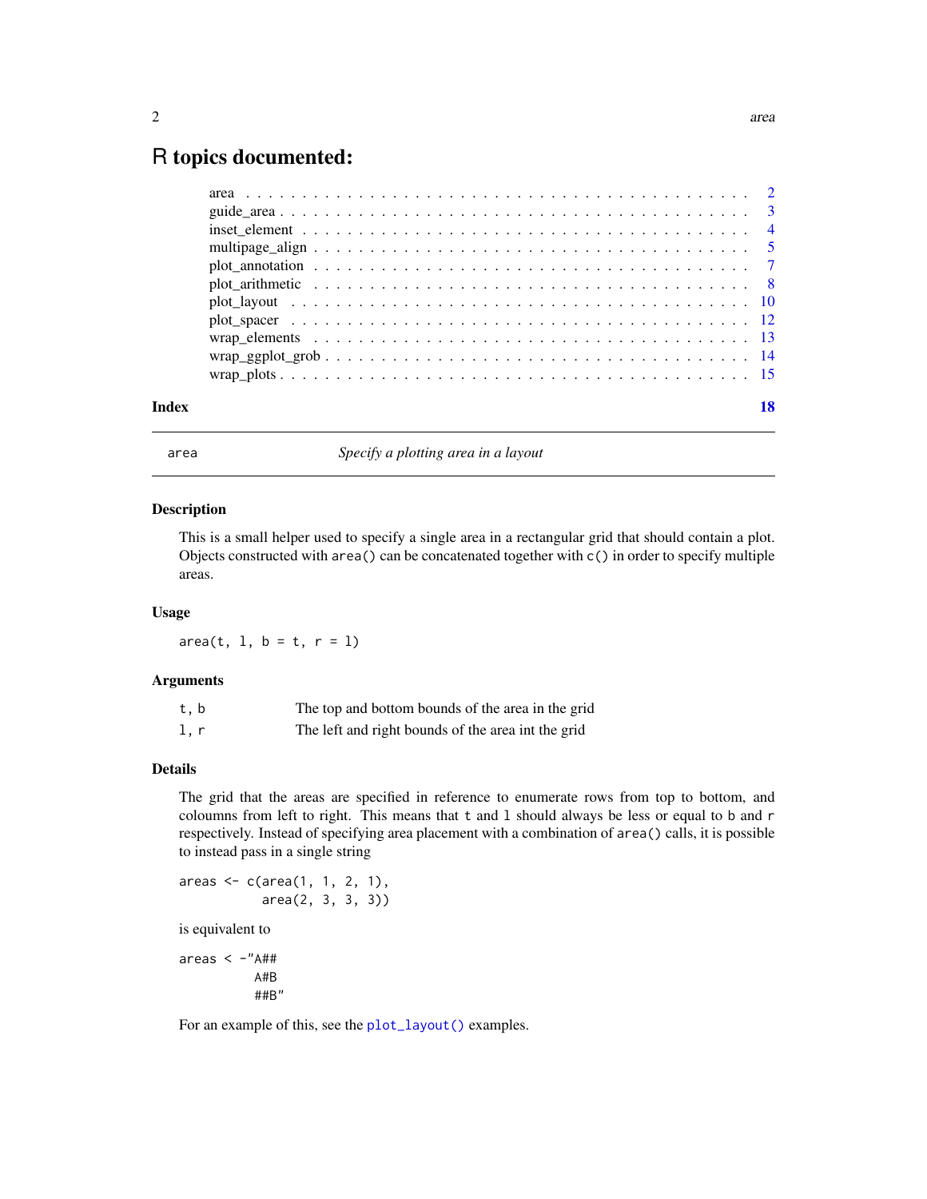# R topics documented:

| | |
|---|---|
| area | 2 |
| guide_area | 3 |
| inset_element | 4 |
| multipage_align | 5 |
| plot_annotation | 7 |
| plot_arithmetic | 8 |
| plot_layout | 10 |
| plot_spacer | 12 |
| wrap_elements | 13 |
| wrap_ggplot_grob | 14 |
| wrap_plots | 15 |

**Index** **18**

---

area *Specify a plotting area in a layout*

---

## Description

This is a small helper used to specify a single area in a rectangular grid that should contain a plot. Objects constructed with `area()` can be concatenated together with `c()` in order to specify multiple areas.

## Usage

```
area(t, l, b = t, r = l)
```

## Arguments

| | |
|---|---|
| `t, b` | The top and bottom bounds of the area in the grid |
| `l, r` | The left and right bounds of the area int the grid |

## Details

The grid that the areas are specified in reference to enumerate rows from top to bottom, and coloumns from left to right. This means that `t` and `l` should always be less or equal to `b` and `r` respectively. Instead of specifying area placement with a combination of `area()` calls, it is possible to instead pass in a single string

```
areas <- c(area(1, 1, 2, 1),
           area(2, 3, 3, 3))
```

is equivalent to

```
areas < -"A##
         A#B
         ##B"
```

For an example of this, see the `plot_layout()` examples.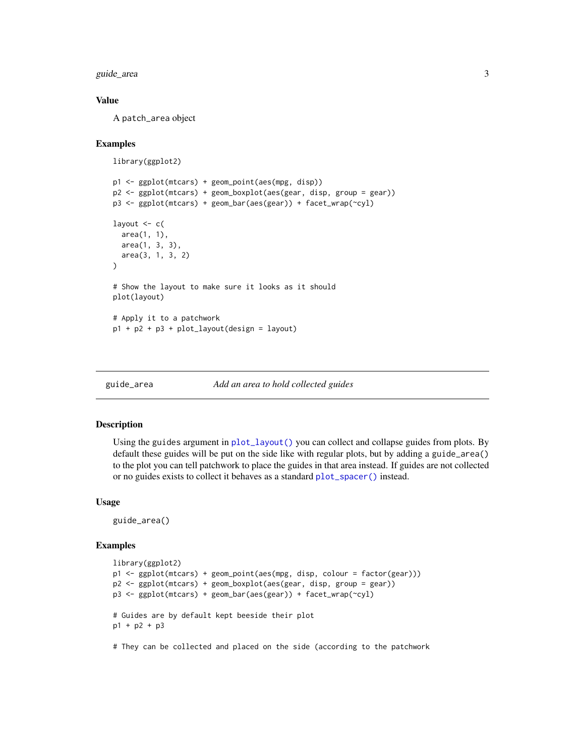### Value

A patch_area object

### Examples

```
library(ggplot2)

p1 <- ggplot(mtcars) + geom_point(aes(mpg, disp))
p2 <- ggplot(mtcars) + geom_boxplot(aes(gear, disp, group = gear))
p3 <- ggplot(mtcars) + geom_bar(aes(gear)) + facet_wrap(~cyl)

layout <- c(
  area(1, 1),
  area(1, 3, 3),
  area(3, 1, 3, 2)
)

# Show the layout to make sure it looks as it should
plot(layout)

# Apply it to a patchwork
p1 + p2 + p3 + plot_layout(design = layout)
```

---

## guide_area — *Add an area to hold collected guides*

---

### Description

Using the guides argument in plot_layout() you can collect and collapse guides from plots. By default these guides will be put on the side like with regular plots, but by adding a guide_area() to the plot you can tell patchwork to place the guides in that area instead. If guides are not collected or no guides exists to collect it behaves as a standard plot_spacer() instead.

### Usage

```
guide_area()
```

### Examples

```
library(ggplot2)
p1 <- ggplot(mtcars) + geom_point(aes(mpg, disp, colour = factor(gear)))
p2 <- ggplot(mtcars) + geom_boxplot(aes(gear, disp, group = gear))
p3 <- ggplot(mtcars) + geom_bar(aes(gear)) + facet_wrap(~cyl)

# Guides are by default kept beeside their plot
p1 + p2 + p3

# They can be collected and placed on the side (according to the patchwork
```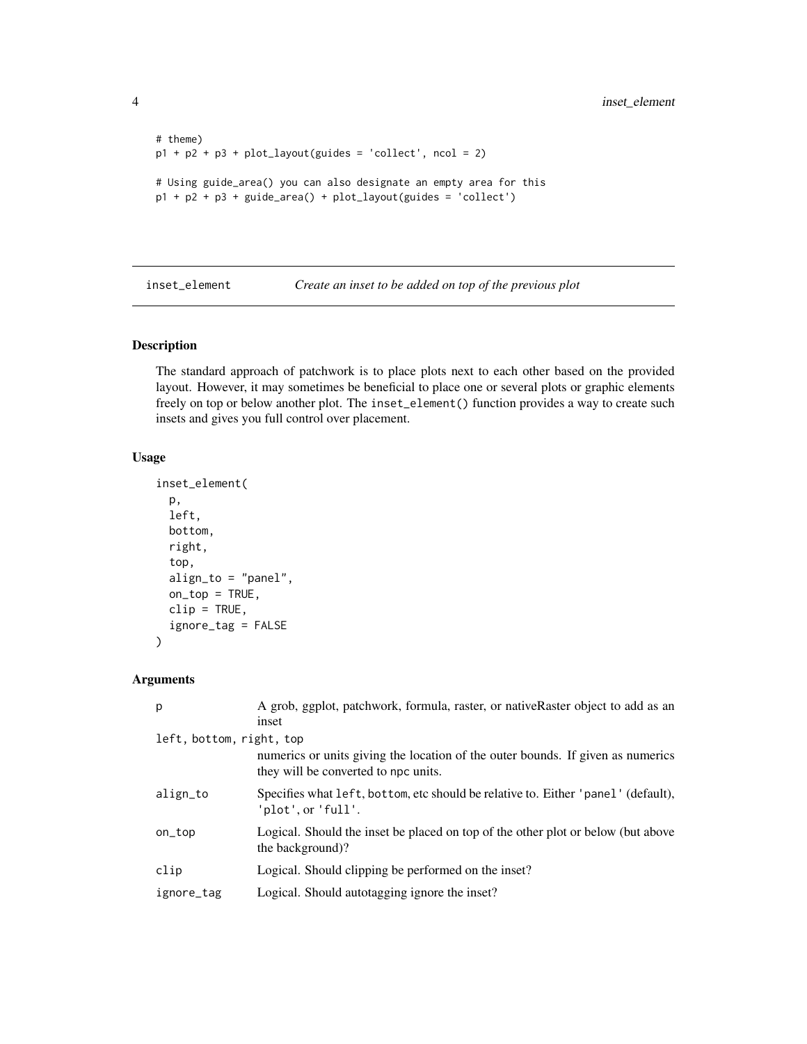```
# theme)
p1 + p2 + p3 + plot_layout(guides = 'collect', ncol = 2)

# Using guide_area() you can also designate an empty area for this
p1 + p2 + p3 + guide_area() + plot_layout(guides = 'collect')
```

## inset_element — *Create an inset to be added on top of the previous plot*

### Description

The standard approach of patchwork is to place plots next to each other based on the provided layout. However, it may sometimes be beneficial to place one or several plots or graphic elements freely on top or below another plot. The `inset_element()` function provides a way to create such insets and gives you full control over placement.

### Usage

```
inset_element(
  p,
  left,
  bottom,
  right,
  top,
  align_to = "panel",
  on_top = TRUE,
  clip = TRUE,
  ignore_tag = FALSE
)
```

### Arguments

| | |
|---|---|
| `p` | A grob, ggplot, patchwork, formula, raster, or nativeRaster object to add as an inset |
| `left, bottom, right, top` | numerics or units giving the location of the outer bounds. If given as numerics they will be converted to `npc` units. |
| `align_to` | Specifies what `left`, `bottom`, etc should be relative to. Either `'panel'` (default), `'plot'`, or `'full'`. |
| `on_top` | Logical. Should the inset be placed on top of the other plot or below (but above the background)? |
| `clip` | Logical. Should clipping be performed on the inset? |
| `ignore_tag` | Logical. Should autotagging ignore the inset? |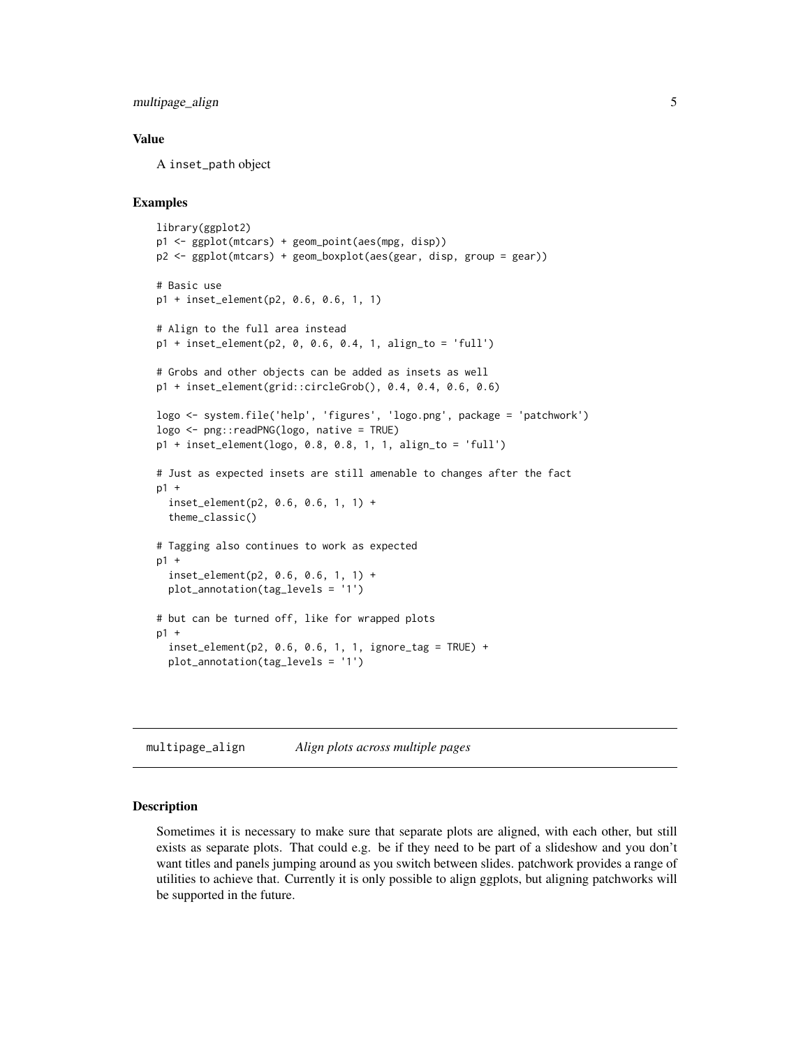## Value

A `inset_path` object

## Examples

```
library(ggplot2)
p1 <- ggplot(mtcars) + geom_point(aes(mpg, disp))
p2 <- ggplot(mtcars) + geom_boxplot(aes(gear, disp, group = gear))

# Basic use
p1 + inset_element(p2, 0.6, 0.6, 1, 1)

# Align to the full area instead
p1 + inset_element(p2, 0, 0.6, 0.4, 1, align_to = 'full')

# Grobs and other objects can be added as insets as well
p1 + inset_element(grid::circleGrob(), 0.4, 0.4, 0.6, 0.6)

logo <- system.file('help', 'figures', 'logo.png', package = 'patchwork')
logo <- png::readPNG(logo, native = TRUE)
p1 + inset_element(logo, 0.8, 0.8, 1, 1, align_to = 'full')

# Just as expected insets are still amenable to changes after the fact
p1 +
  inset_element(p2, 0.6, 0.6, 1, 1) +
  theme_classic()

# Tagging also continues to work as expected
p1 +
  inset_element(p2, 0.6, 0.6, 1, 1) +
  plot_annotation(tag_levels = '1')

# but can be turned off, like for wrapped plots
p1 +
  inset_element(p2, 0.6, 0.6, 1, 1, ignore_tag = TRUE) +
  plot_annotation(tag_levels = '1')
```

---

# `multipage_align` *Align plots across multiple pages*

---

## Description

Sometimes it is necessary to make sure that separate plots are aligned, with each other, but still exists as separate plots. That could e.g. be if they need to be part of a slideshow and you don't want titles and panels jumping around as you switch between slides. patchwork provides a range of utilities to achieve that. Currently it is only possible to align ggplots, but aligning patchworks will be supported in the future.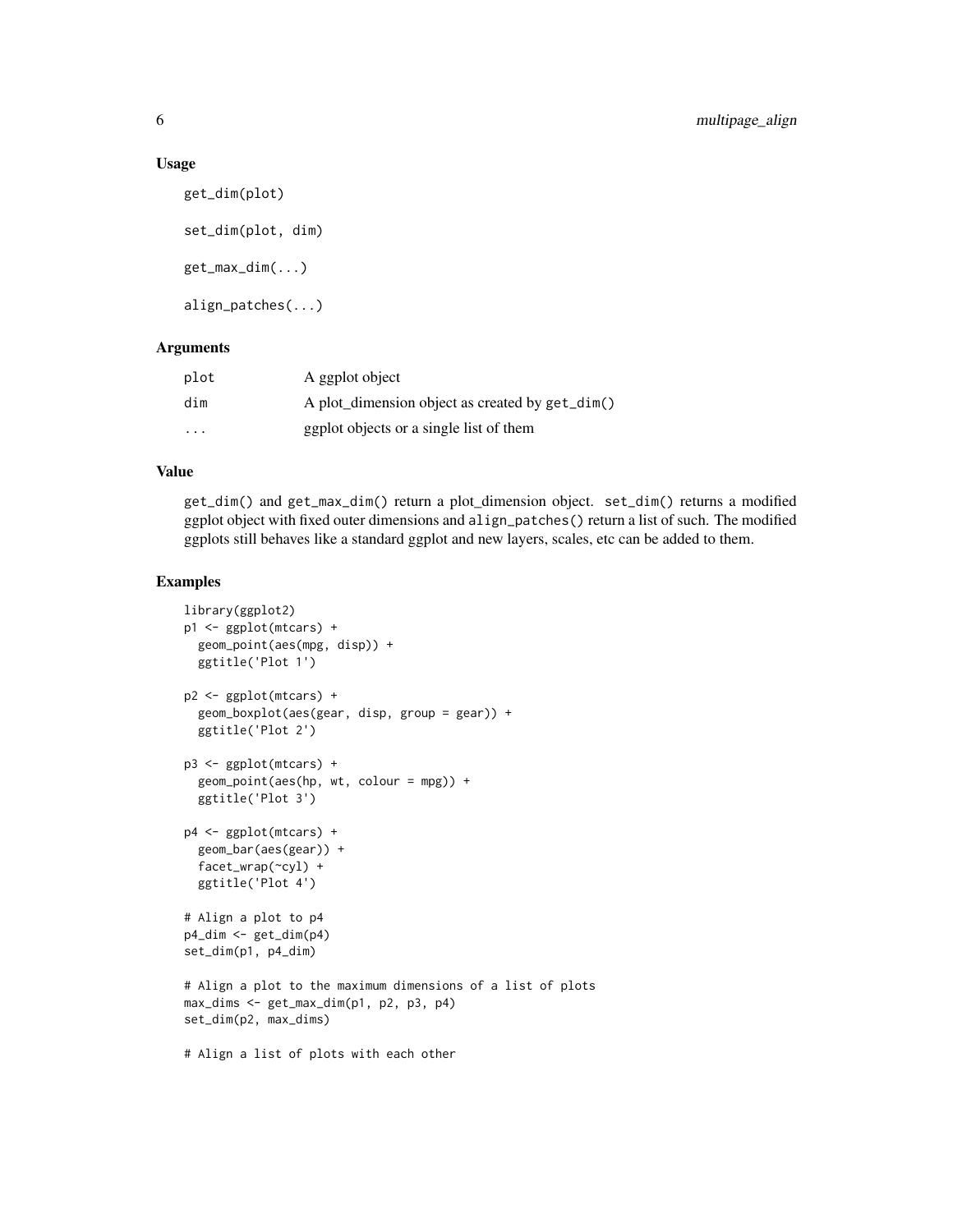## Usage

```
get_dim(plot)

set_dim(plot, dim)

get_max_dim(...)

align_patches(...)
```

## Arguments

| | |
|---|---|
| plot | A ggplot object |
| dim | A plot_dimension object as created by `get_dim()` |
| ... | ggplot objects or a single list of them |

## Value

`get_dim()` and `get_max_dim()` return a plot_dimension object. `set_dim()` returns a modified ggplot object with fixed outer dimensions and `align_patches()` return a list of such. The modified ggplots still behaves like a standard ggplot and new layers, scales, etc can be added to them.

## Examples

```
library(ggplot2)
p1 <- ggplot(mtcars) +
  geom_point(aes(mpg, disp)) +
  ggtitle('Plot 1')

p2 <- ggplot(mtcars) +
  geom_boxplot(aes(gear, disp, group = gear)) +
  ggtitle('Plot 2')

p3 <- ggplot(mtcars) +
  geom_point(aes(hp, wt, colour = mpg)) +
  ggtitle('Plot 3')

p4 <- ggplot(mtcars) +
  geom_bar(aes(gear)) +
  facet_wrap(~cyl) +
  ggtitle('Plot 4')

# Align a plot to p4
p4_dim <- get_dim(p4)
set_dim(p1, p4_dim)

# Align a plot to the maximum dimensions of a list of plots
max_dims <- get_max_dim(p1, p2, p3, p4)
set_dim(p2, max_dims)

# Align a list of plots with each other
```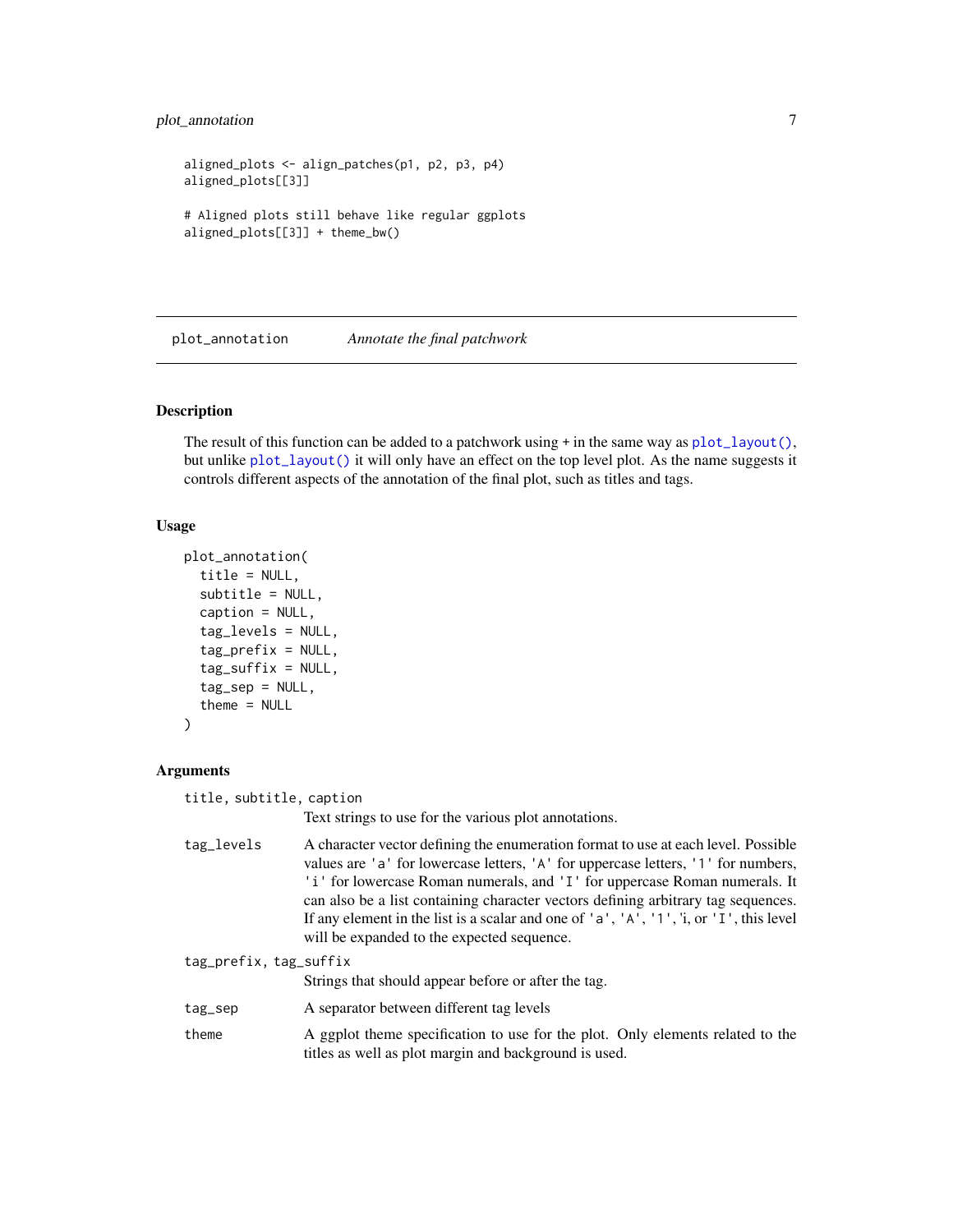```
aligned_plots <- align_patches(p1, p2, p3, p4)
aligned_plots[[3]]

# Aligned plots still behave like regular ggplots
aligned_plots[[3]] + theme_bw()
```

---

## plot_annotation    *Annotate the final patchwork*

### Description

The result of this function can be added to a patchwork using + in the same way as `plot_layout()`, but unlike `plot_layout()` it will only have an effect on the top level plot. As the name suggests it controls different aspects of the annotation of the final plot, such as titles and tags.

### Usage

```
plot_annotation(
  title = NULL,
  subtitle = NULL,
  caption = NULL,
  tag_levels = NULL,
  tag_prefix = NULL,
  tag_suffix = NULL,
  tag_sep = NULL,
  theme = NULL
)
```

### Arguments

`title, subtitle, caption`
: Text strings to use for the various plot annotations.

`tag_levels`
: A character vector defining the enumeration format to use at each level. Possible values are `'a'` for lowercase letters, `'A'` for uppercase letters, `'1'` for numbers, `'i'` for lowercase Roman numerals, and `'I'` for uppercase Roman numerals. It can also be a list containing character vectors defining arbitrary tag sequences. If any element in the list is a scalar and one of `'a'`, `'A'`, `'1'`, 'i, or `'I'`, this level will be expanded to the expected sequence.

`tag_prefix, tag_suffix`
: Strings that should appear before or after the tag.

`tag_sep`
: A separator between different tag levels

`theme`
: A ggplot theme specification to use for the plot. Only elements related to the titles as well as plot margin and background is used.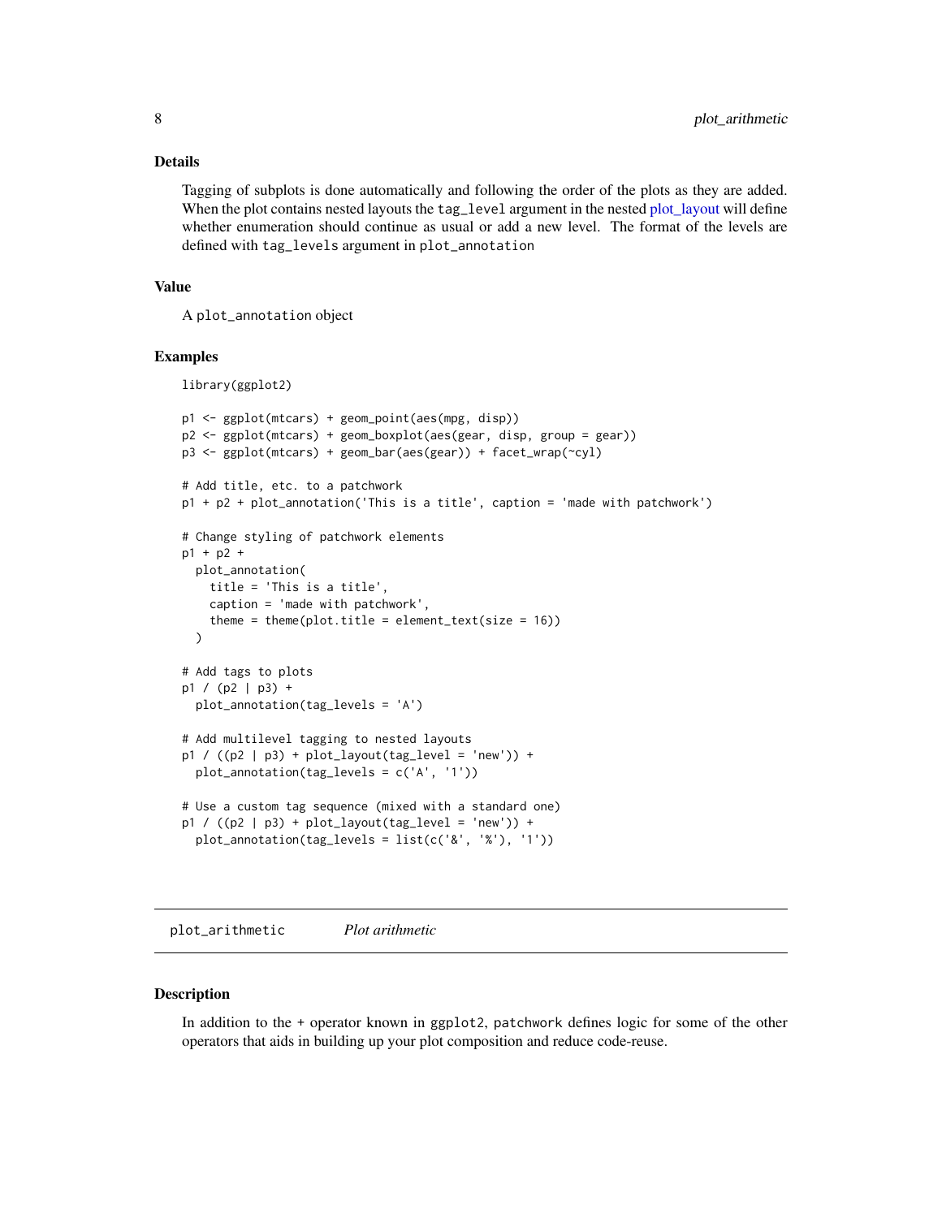## Details

Tagging of subplots is done automatically and following the order of the plots as they are added. When the plot contains nested layouts the `tag_level` argument in the nested plot_layout will define whether enumeration should continue as usual or add a new level. The format of the levels are defined with `tag_levels` argument in `plot_annotation`

## Value

A `plot_annotation` object

## Examples

```
library(ggplot2)

p1 <- ggplot(mtcars) + geom_point(aes(mpg, disp))
p2 <- ggplot(mtcars) + geom_boxplot(aes(gear, disp, group = gear))
p3 <- ggplot(mtcars) + geom_bar(aes(gear)) + facet_wrap(~cyl)

# Add title, etc. to a patchwork
p1 + p2 + plot_annotation('This is a title', caption = 'made with patchwork')

# Change styling of patchwork elements
p1 + p2 +
  plot_annotation(
    title = 'This is a title',
    caption = 'made with patchwork',
    theme = theme(plot.title = element_text(size = 16))
  )

# Add tags to plots
p1 / (p2 | p3) +
  plot_annotation(tag_levels = 'A')

# Add multilevel tagging to nested layouts
p1 / ((p2 | p3) + plot_layout(tag_level = 'new')) +
  plot_annotation(tag_levels = c('A', '1'))

# Use a custom tag sequence (mixed with a standard one)
p1 / ((p2 | p3) + plot_layout(tag_level = 'new')) +
  plot_annotation(tag_levels = list(c('&', '%'), '1'))
```

---

# `plot_arithmetic` *Plot arithmetic*

## Description

In addition to the `+` operator known in `ggplot2`, `patchwork` defines logic for some of the other operators that aids in building up your plot composition and reduce code-reuse.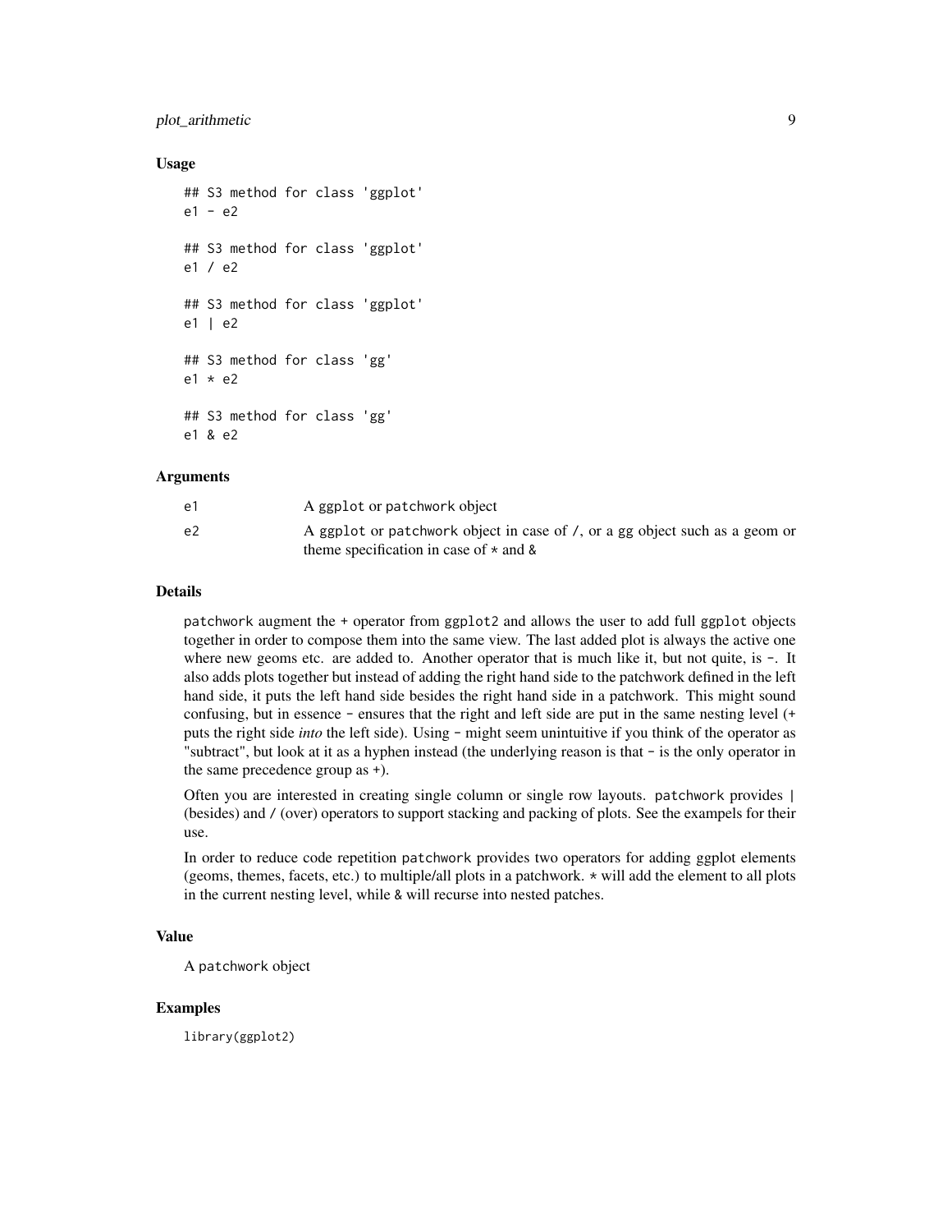## Usage

```
## S3 method for class 'ggplot'
e1 - e2

## S3 method for class 'ggplot'
e1 / e2

## S3 method for class 'ggplot'
e1 | e2

## S3 method for class 'gg'
e1 * e2

## S3 method for class 'gg'
e1 & e2
```

## Arguments

| | |
|---|---|
| e1 | A ggplot or patchwork object |
| e2 | A ggplot or patchwork object in case of /, or a gg object such as a geom or theme specification in case of * and & |

## Details

patchwork augment the + operator from ggplot2 and allows the user to add full ggplot objects together in order to compose them into the same view. The last added plot is always the active one where new geoms etc. are added to. Another operator that is much like it, but not quite, is -. It also adds plots together but instead of adding the right hand side to the patchwork defined in the left hand side, it puts the left hand side besides the right hand side in a patchwork. This might sound confusing, but in essence - ensures that the right and left side are put in the same nesting level (+ puts the right side *into* the left side). Using - might seem unintuitive if you think of the operator as "subtract", but look at it as a hyphen instead (the underlying reason is that - is the only operator in the same precedence group as +).

Often you are interested in creating single column or single row layouts. patchwork provides | (besides) and / (over) operators to support stacking and packing of plots. See the exampels for their use.

In order to reduce code repetition patchwork provides two operators for adding ggplot elements (geoms, themes, facets, etc.) to multiple/all plots in a patchwork. * will add the element to all plots in the current nesting level, while & will recurse into nested patches.

## Value

A patchwork object

## Examples

```
library(ggplot2)
```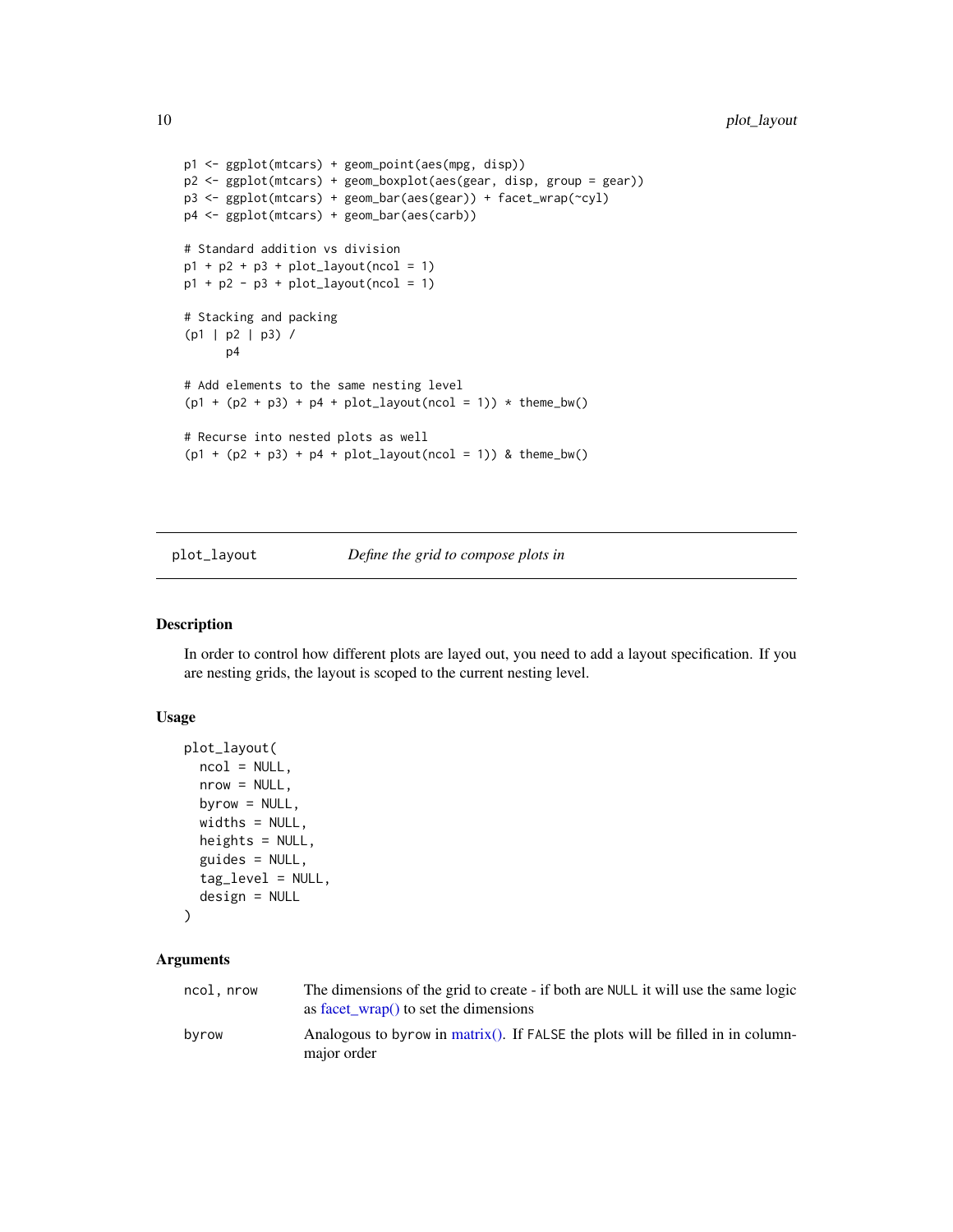```
p1 <- ggplot(mtcars) + geom_point(aes(mpg, disp))
p2 <- ggplot(mtcars) + geom_boxplot(aes(gear, disp, group = gear))
p3 <- ggplot(mtcars) + geom_bar(aes(gear)) + facet_wrap(~cyl)
p4 <- ggplot(mtcars) + geom_bar(aes(carb))

# Standard addition vs division
p1 + p2 + p3 + plot_layout(ncol = 1)
p1 + p2 - p3 + plot_layout(ncol = 1)

# Stacking and packing
(p1 | p2 | p3) /
      p4

# Add elements to the same nesting level
(p1 + (p2 + p3) + p4 + plot_layout(ncol = 1)) * theme_bw()

# Recurse into nested plots as well
(p1 + (p2 + p3) + p4 + plot_layout(ncol = 1)) & theme_bw()
```

## plot_layout — *Define the grid to compose plots in*

### Description

In order to control how different plots are layed out, you need to add a layout specification. If you are nesting grids, the layout is scoped to the current nesting level.

### Usage

```
plot_layout(
  ncol = NULL,
  nrow = NULL,
  byrow = NULL,
  widths = NULL,
  heights = NULL,
  guides = NULL,
  tag_level = NULL,
  design = NULL
)
```

### Arguments

| | |
|---|---|
| `ncol, nrow` | The dimensions of the grid to create - if both are `NULL` it will use the same logic as facet_wrap() to set the dimensions |
| `byrow` | Analogous to `byrow` in matrix(). If `FALSE` the plots will be filled in in column-major order |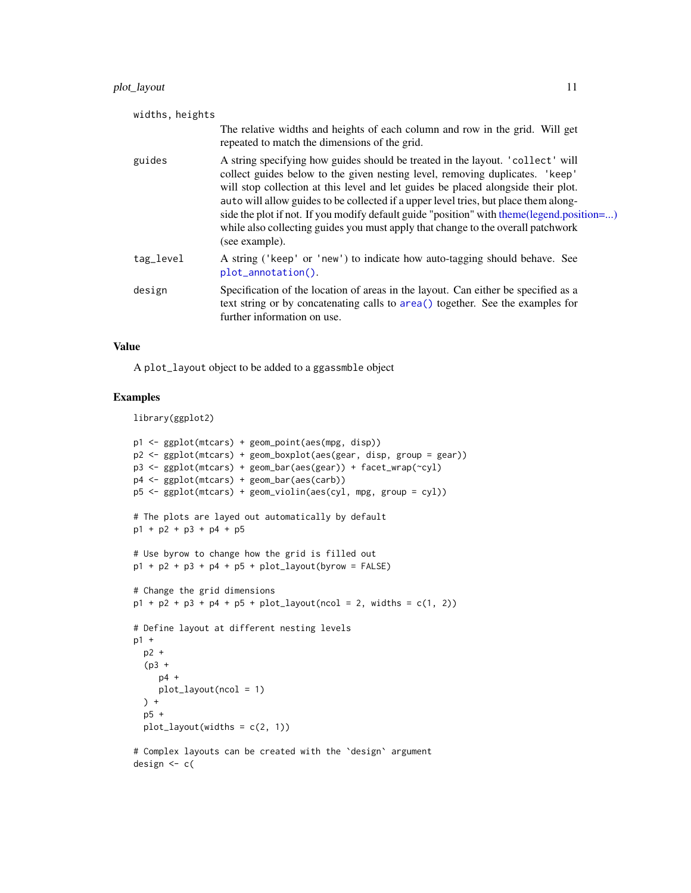`widths, heights`
: The relative widths and heights of each column and row in the grid. Will get repeated to match the dimensions of the grid.

`guides`
: A string specifying how guides should be treated in the layout. `'collect'` will collect guides below to the given nesting level, removing duplicates. `'keep'` will stop collection at this level and let guides be placed alongside their plot. `auto` will allow guides to be collected if a upper level tries, but place them alongside the plot if not. If you modify default guide "position" with theme(legend.position=...) while also collecting guides you must apply that change to the overall patchwork (see example).

`tag_level`
: A string (`'keep'` or `'new'`) to indicate how auto-tagging should behave. See `plot_annotation()`.

`design`
: Specification of the location of areas in the layout. Can either be specified as a text string or by concatenating calls to `area()` together. See the examples for further information on use.

## Value

A `plot_layout` object to be added to a `ggassmble` object

## Examples

```
library(ggplot2)

p1 <- ggplot(mtcars) + geom_point(aes(mpg, disp))
p2 <- ggplot(mtcars) + geom_boxplot(aes(gear, disp, group = gear))
p3 <- ggplot(mtcars) + geom_bar(aes(gear)) + facet_wrap(~cyl)
p4 <- ggplot(mtcars) + geom_bar(aes(carb))
p5 <- ggplot(mtcars) + geom_violin(aes(cyl, mpg, group = cyl))

# The plots are layed out automatically by default
p1 + p2 + p3 + p4 + p5

# Use byrow to change how the grid is filled out
p1 + p2 + p3 + p4 + p5 + plot_layout(byrow = FALSE)

# Change the grid dimensions
p1 + p2 + p3 + p4 + p5 + plot_layout(ncol = 2, widths = c(1, 2))

# Define layout at different nesting levels
p1 +
  p2 +
  (p3 +
     p4 +
     plot_layout(ncol = 1)
  ) +
  p5 +
  plot_layout(widths = c(2, 1))

# Complex layouts can be created with the `design` argument
design <- c(
```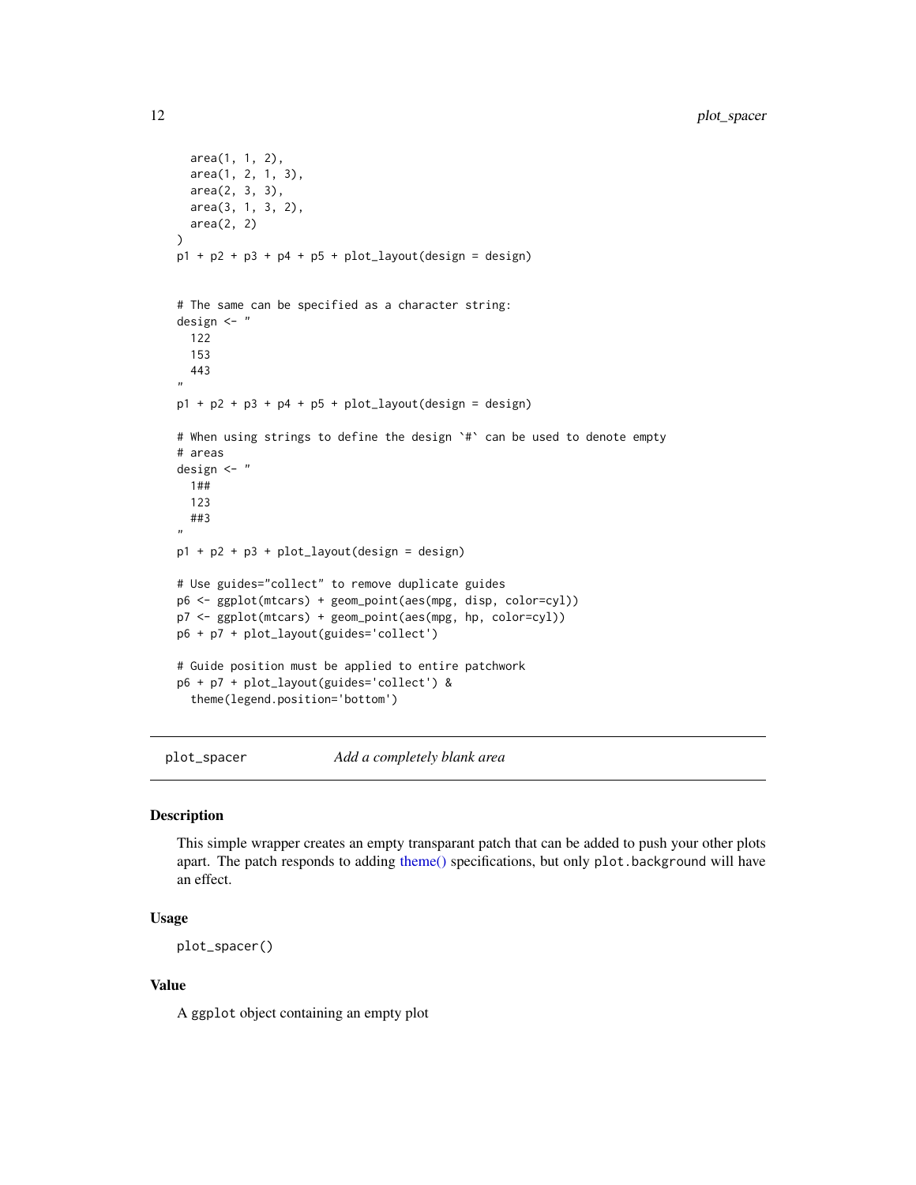```
  area(1, 1, 2),
  area(1, 2, 1, 3),
  area(2, 3, 3),
  area(3, 1, 3, 2),
  area(2, 2)
)
p1 + p2 + p3 + p4 + p5 + plot_layout(design = design)


# The same can be specified as a character string:
design <- "
  122
  153
  443
"
p1 + p2 + p3 + p4 + p5 + plot_layout(design = design)

# When using strings to define the design `#` can be used to denote empty
# areas
design <- "
  1##
  123
  ##3
"
p1 + p2 + p3 + plot_layout(design = design)

# Use guides="collect" to remove duplicate guides
p6 <- ggplot(mtcars) + geom_point(aes(mpg, disp, color=cyl))
p7 <- ggplot(mtcars) + geom_point(aes(mpg, hp, color=cyl))
p6 + p7 + plot_layout(guides='collect')

# Guide position must be applied to entire patchwork
p6 + p7 + plot_layout(guides='collect') &
  theme(legend.position='bottom')
```

## plot_spacer — *Add a completely blank area*

### Description

This simple wrapper creates an empty transparant patch that can be added to push your other plots apart. The patch responds to adding theme() specifications, but only `plot.background` will have an effect.

### Usage

```
plot_spacer()
```

### Value

A `ggplot` object containing an empty plot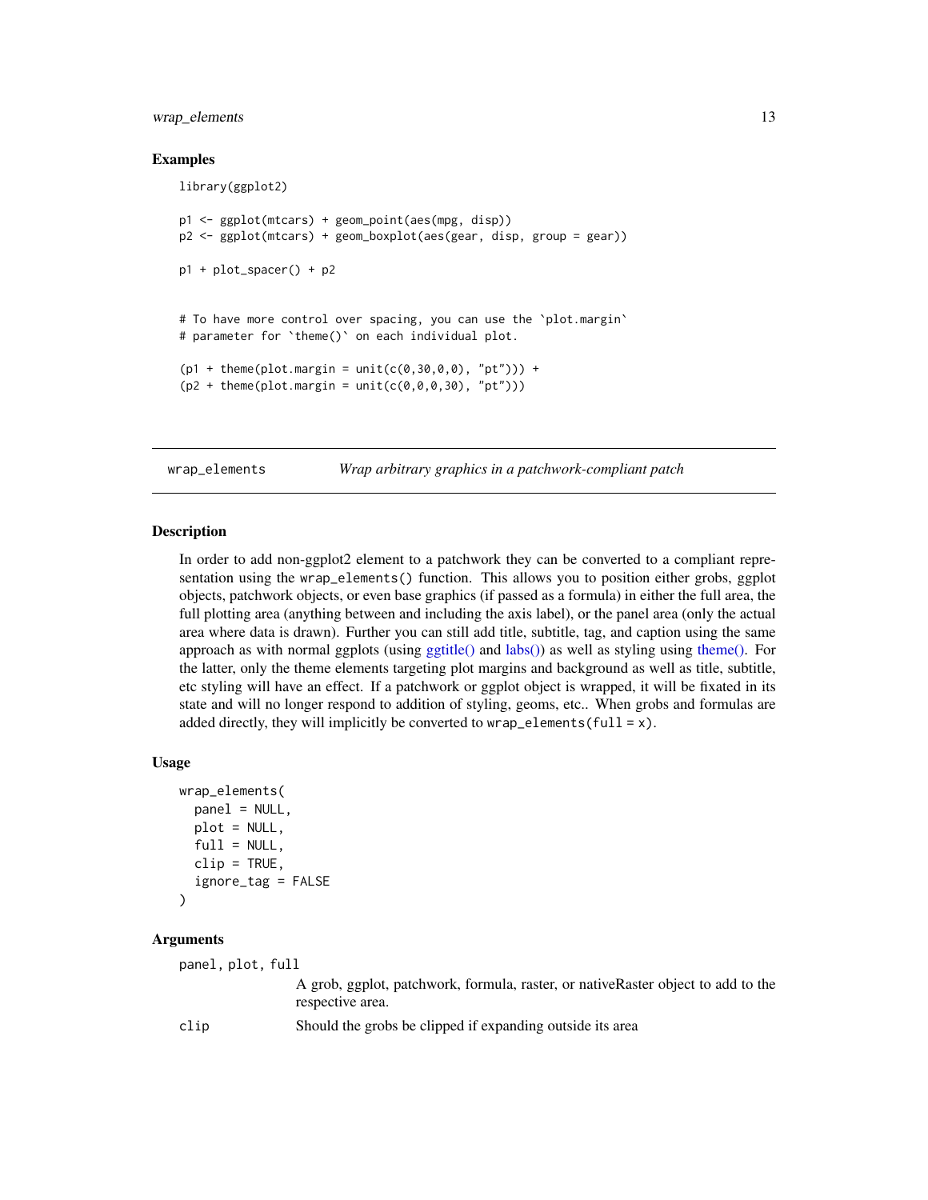### Examples

```
library(ggplot2)

p1 <- ggplot(mtcars) + geom_point(aes(mpg, disp))
p2 <- ggplot(mtcars) + geom_boxplot(aes(gear, disp, group = gear))

p1 + plot_spacer() + p2


# To have more control over spacing, you can use the `plot.margin`
# parameter for `theme()` on each individual plot.

(p1 + theme(plot.margin = unit(c(0,30,0,0), "pt"))) +
(p2 + theme(plot.margin = unit(c(0,0,0,30), "pt")))
```

---

## wrap_elements &nbsp;&nbsp;&nbsp; *Wrap arbitrary graphics in a patchwork-compliant patch*

---

### Description

In order to add non-ggplot2 element to a patchwork they can be converted to a compliant representation using the `wrap_elements()` function. This allows you to position either grobs, ggplot objects, patchwork objects, or even base graphics (if passed as a formula) in either the full area, the full plotting area (anything between and including the axis label), or the panel area (only the actual area where data is drawn). Further you can still add title, subtitle, tag, and caption using the same approach as with normal ggplots (using ggtitle() and labs()) as well as styling using theme(). For the latter, only the theme elements targeting plot margins and background as well as title, subtitle, etc styling will have an effect. If a patchwork or ggplot object is wrapped, it will be fixated in its state and will no longer respond to addition of styling, geoms, etc.. When grobs and formulas are added directly, they will implicitly be converted to `wrap_elements(full = x)`.

### Usage

```
wrap_elements(
  panel = NULL,
  plot = NULL,
  full = NULL,
  clip = TRUE,
  ignore_tag = FALSE
)
```

### Arguments

| | |
|---|---|
| `panel, plot, full` | A grob, ggplot, patchwork, formula, raster, or nativeRaster object to add to the respective area. |
| `clip` | Should the grobs be clipped if expanding outside its area |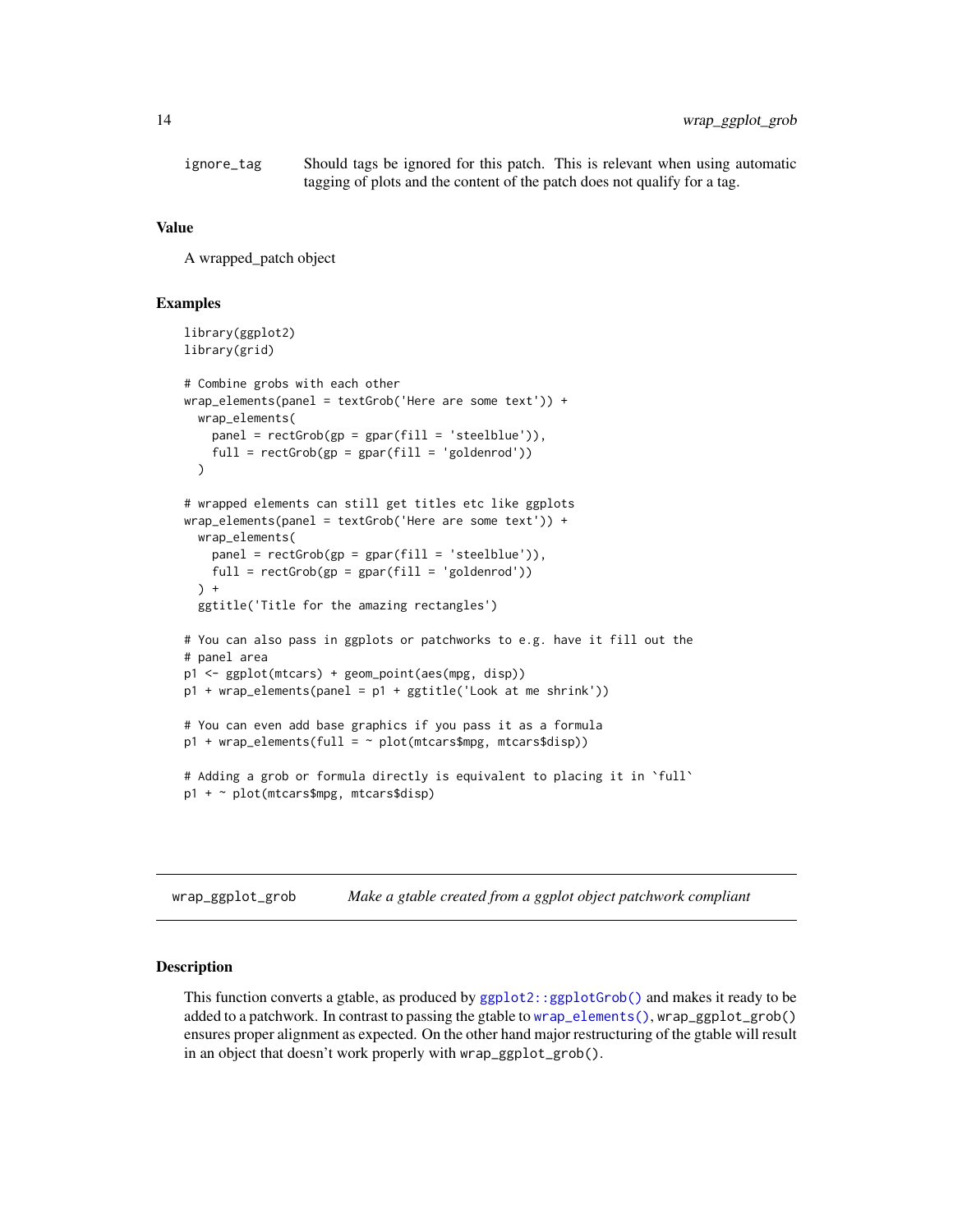ignore_tag	Should tags be ignored for this patch. This is relevant when using automatic tagging of plots and the content of the patch does not qualify for a tag.

### Value

A wrapped_patch object

### Examples

```
library(ggplot2)
library(grid)

# Combine grobs with each other
wrap_elements(panel = textGrob('Here are some text')) +
  wrap_elements(
    panel = rectGrob(gp = gpar(fill = 'steelblue')),
    full = rectGrob(gp = gpar(fill = 'goldenrod'))
  )

# wrapped elements can still get titles etc like ggplots
wrap_elements(panel = textGrob('Here are some text')) +
  wrap_elements(
    panel = rectGrob(gp = gpar(fill = 'steelblue')),
    full = rectGrob(gp = gpar(fill = 'goldenrod'))
  ) +
  ggtitle('Title for the amazing rectangles')

# You can also pass in ggplots or patchworks to e.g. have it fill out the
# panel area
p1 <- ggplot(mtcars) + geom_point(aes(mpg, disp))
p1 + wrap_elements(panel = p1 + ggtitle('Look at me shrink'))

# You can even add base graphics if you pass it as a formula
p1 + wrap_elements(full = ~ plot(mtcars$mpg, mtcars$disp))

# Adding a grob or formula directly is equivalent to placing it in `full`
p1 + ~ plot(mtcars$mpg, mtcars$disp)
```

---

## wrap_ggplot_grob    *Make a gtable created from a ggplot object patchwork compliant*

### Description

This function converts a gtable, as produced by `ggplot2::ggplotGrob()` and makes it ready to be added to a patchwork. In contrast to passing the gtable to `wrap_elements()`, `wrap_ggplot_grob()` ensures proper alignment as expected. On the other hand major restructuring of the gtable will result in an object that doesn't work properly with `wrap_ggplot_grob()`.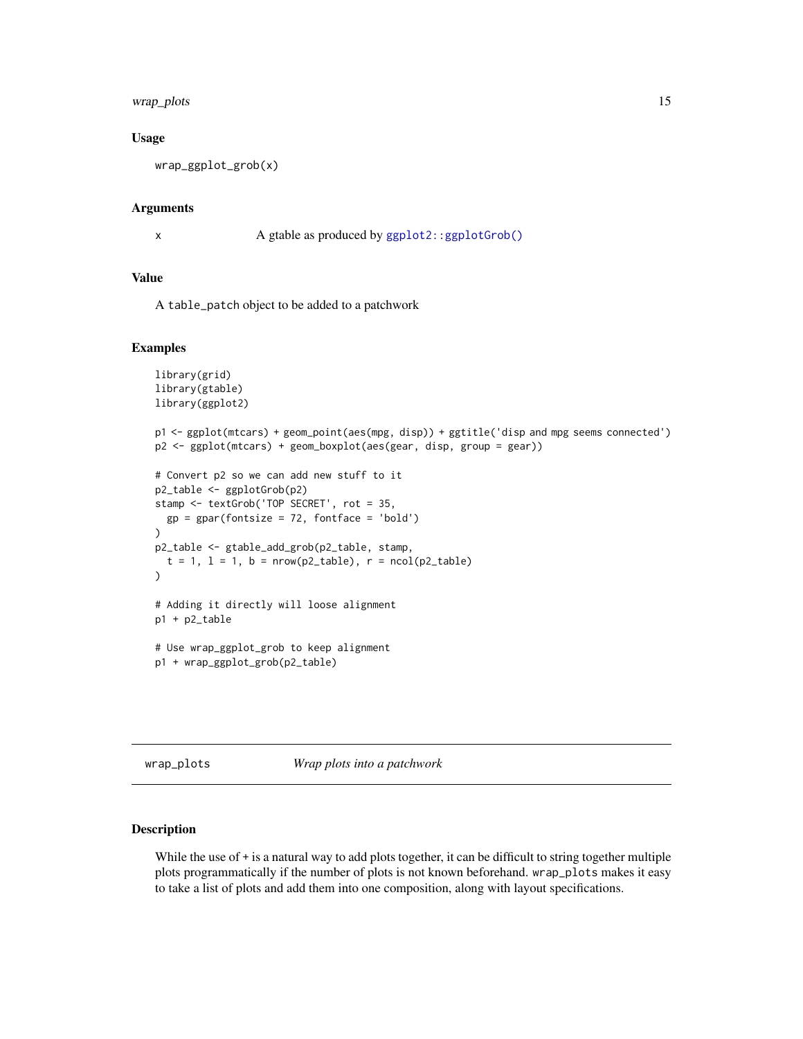## Usage

```
wrap_ggplot_grob(x)
```

## Arguments

x A gtable as produced by `ggplot2::ggplotGrob()`

## Value

A `table_patch` object to be added to a patchwork

## Examples

```
library(grid)
library(gtable)
library(ggplot2)

p1 <- ggplot(mtcars) + geom_point(aes(mpg, disp)) + ggtitle('disp and mpg seems connected')
p2 <- ggplot(mtcars) + geom_boxplot(aes(gear, disp, group = gear))

# Convert p2 so we can add new stuff to it
p2_table <- ggplotGrob(p2)
stamp <- textGrob('TOP SECRET', rot = 35,
  gp = gpar(fontsize = 72, fontface = 'bold')
)
p2_table <- gtable_add_grob(p2_table, stamp,
  t = 1, l = 1, b = nrow(p2_table), r = ncol(p2_table)
)

# Adding it directly will loose alignment
p1 + p2_table

# Use wrap_ggplot_grob to keep alignment
p1 + wrap_ggplot_grob(p2_table)
```

---

# wrap_plots *Wrap plots into a patchwork*

## Description

While the use of + is a natural way to add plots together, it can be difficult to string together multiple plots programmatically if the number of plots is not known beforehand. `wrap_plots` makes it easy to take a list of plots and add them into one composition, along with layout specifications.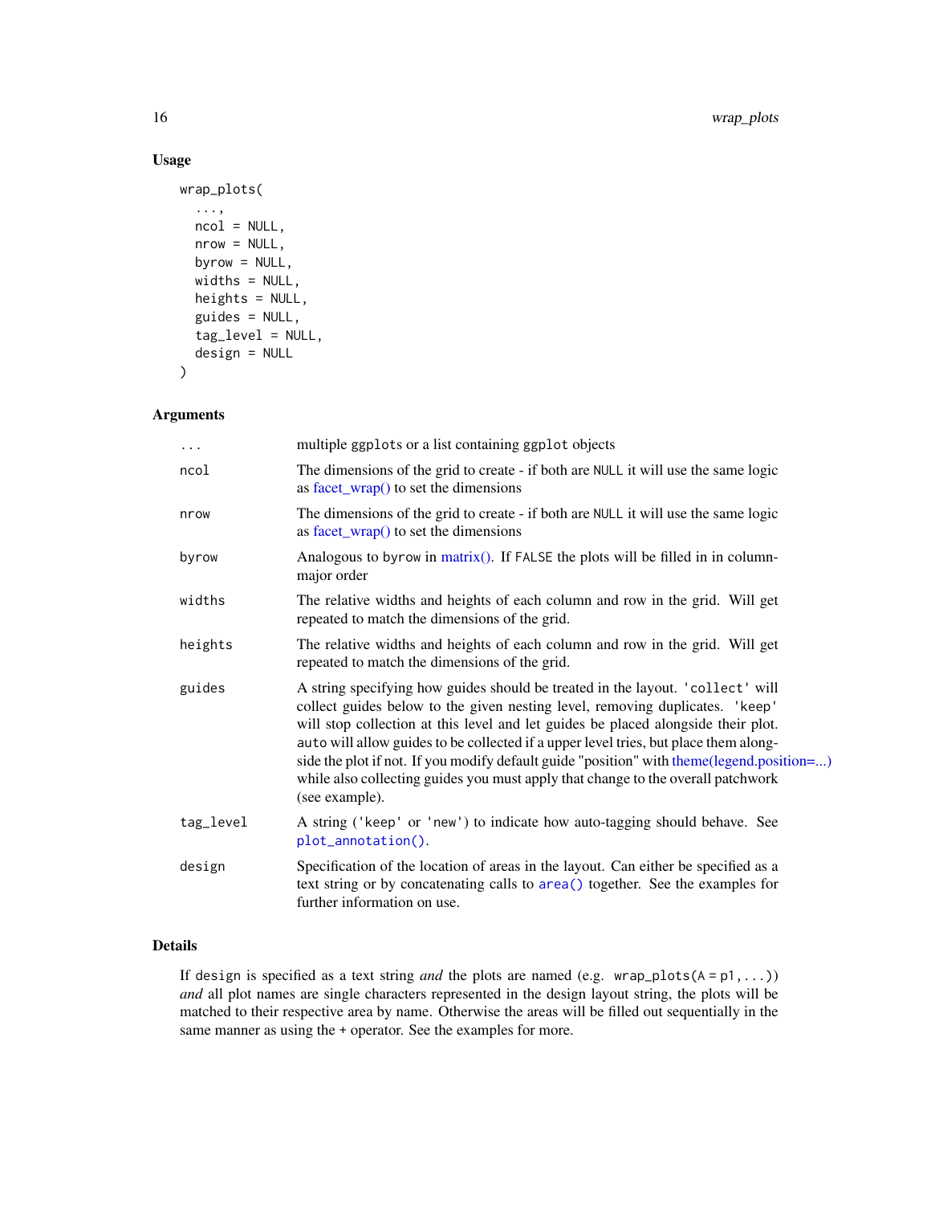### Usage

```
wrap_plots(
  ...,
  ncol = NULL,
  nrow = NULL,
  byrow = NULL,
  widths = NULL,
  heights = NULL,
  guides = NULL,
  tag_level = NULL,
  design = NULL
)
```

### Arguments

| | |
|---|---|
| `...` | multiple `ggplot`s or a list containing `ggplot` objects |
| `ncol` | The dimensions of the grid to create - if both are `NULL` it will use the same logic as facet_wrap() to set the dimensions |
| `nrow` | The dimensions of the grid to create - if both are `NULL` it will use the same logic as facet_wrap() to set the dimensions |
| `byrow` | Analogous to `byrow` in matrix(). If `FALSE` the plots will be filled in in column-major order |
| `widths` | The relative widths and heights of each column and row in the grid. Will get repeated to match the dimensions of the grid. |
| `heights` | The relative widths and heights of each column and row in the grid. Will get repeated to match the dimensions of the grid. |
| `guides` | A string specifying how guides should be treated in the layout. `'collect'` will collect guides below to the given nesting level, removing duplicates. `'keep'` will stop collection at this level and let guides be placed alongside their plot. `auto` will allow guides to be collected if a upper level tries, but place them alongside the plot if not. If you modify default guide "position" with theme(legend.position=...) while also collecting guides you must apply that change to the overall patchwork (see example). |
| `tag_level` | A string (`'keep'` or `'new'`) to indicate how auto-tagging should behave. See `plot_annotation()`. |
| `design` | Specification of the location of areas in the layout. Can either be specified as a text string or by concatenating calls to `area()` together. See the examples for further information on use. |

### Details

If `design` is specified as a text string *and* the plots are named (e.g. `wrap_plots(A = p1, ...)`) *and* all plot names are single characters represented in the design layout string, the plots will be matched to their respective area by name. Otherwise the areas will be filled out sequentially in the same manner as using the `+` operator. See the examples for more.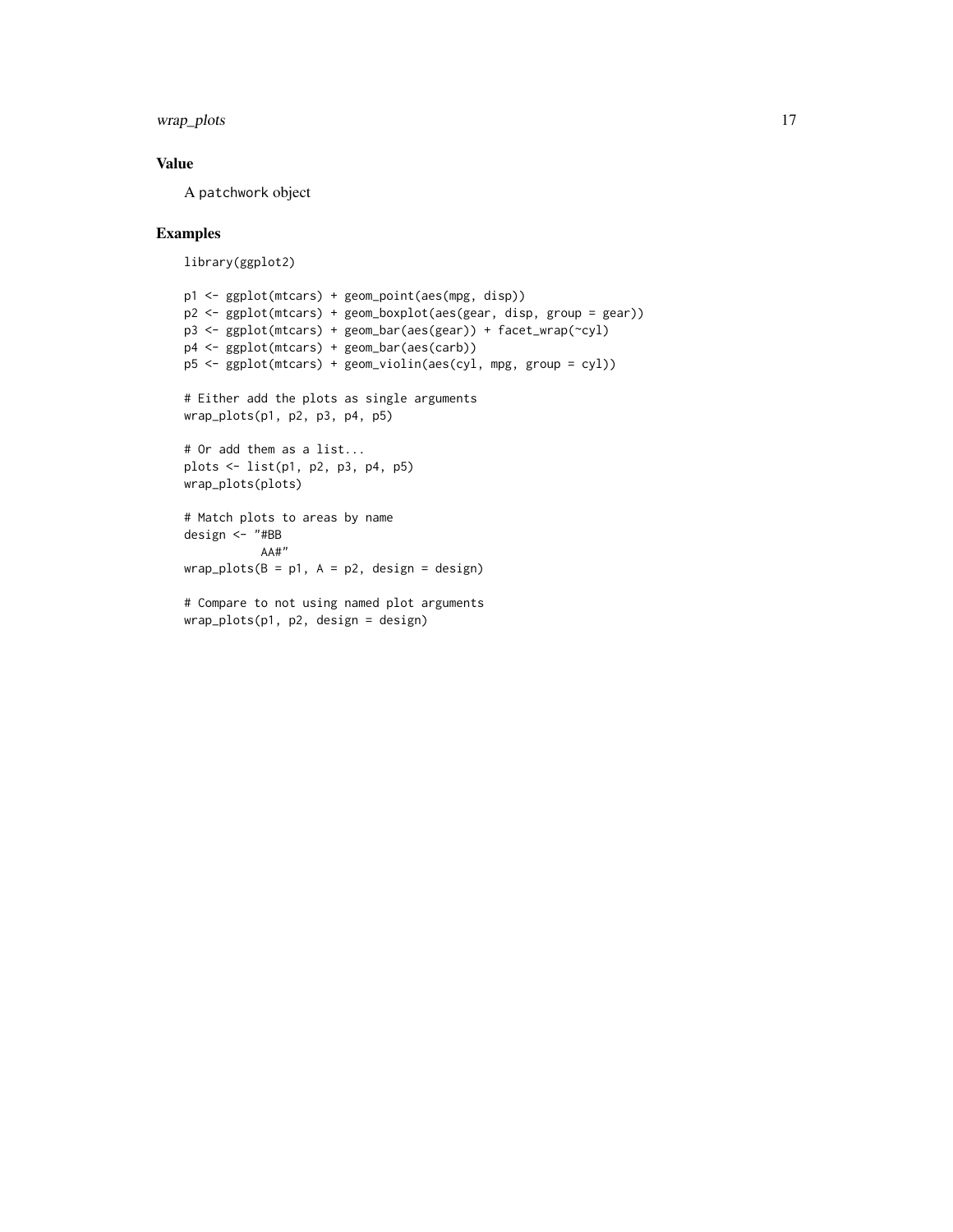## Value

A `patchwork` object

## Examples

```
library(ggplot2)

p1 <- ggplot(mtcars) + geom_point(aes(mpg, disp))
p2 <- ggplot(mtcars) + geom_boxplot(aes(gear, disp, group = gear))
p3 <- ggplot(mtcars) + geom_bar(aes(gear)) + facet_wrap(~cyl)
p4 <- ggplot(mtcars) + geom_bar(aes(carb))
p5 <- ggplot(mtcars) + geom_violin(aes(cyl, mpg, group = cyl))

# Either add the plots as single arguments
wrap_plots(p1, p2, p3, p4, p5)

# Or add them as a list...
plots <- list(p1, p2, p3, p4, p5)
wrap_plots(plots)

# Match plots to areas by name
design <- "#BB
           AA#"
wrap_plots(B = p1, A = p2, design = design)

# Compare to not using named plot arguments
wrap_plots(p1, p2, design = design)
```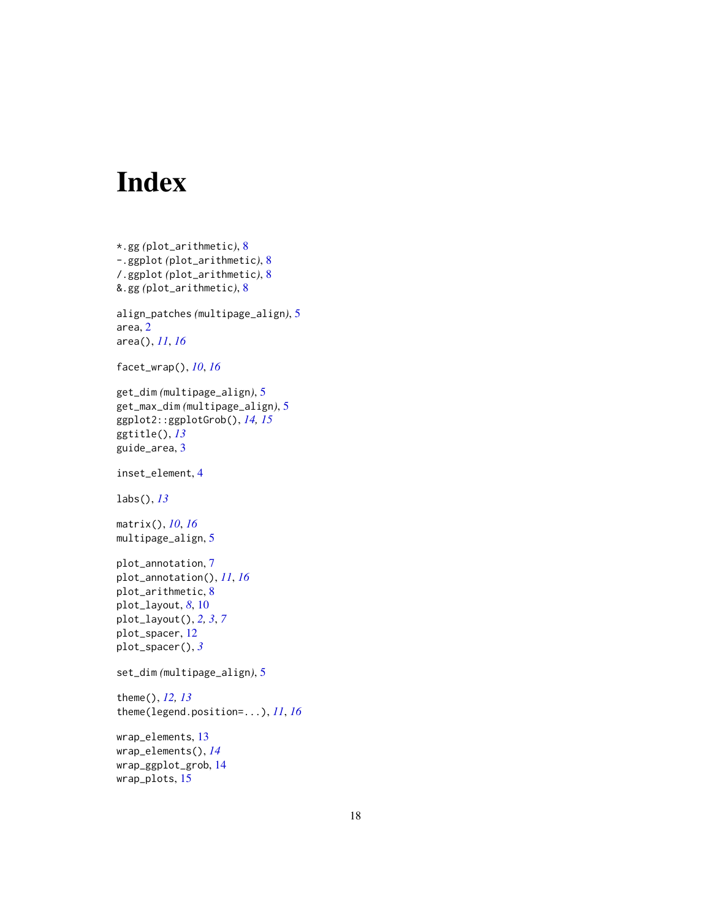# Index

*.gg (plot_arithmetic), 8
-.ggplot (plot_arithmetic), 8
/.ggplot (plot_arithmetic), 8
&.gg (plot_arithmetic), 8

align_patches (multipage_align), 5
area, 2
area(), *11*, *16*

facet_wrap(), *10*, *16*

get_dim (multipage_align), 5
get_max_dim (multipage_align), 5
ggplot2::ggplotGrob(), *14, 15*
ggtitle(), *13*
guide_area, 3

inset_element, 4

labs(), *13*

matrix(), *10*, *16*
multipage_align, 5

plot_annotation, 7
plot_annotation(), *11*, *16*
plot_arithmetic, 8
plot_layout, *8*, 10
plot_layout(), *2, 3*, *7*
plot_spacer, 12
plot_spacer(), *3*

set_dim (multipage_align), 5

theme(), *12, 13*
theme(legend.position=...), *11*, *16*

wrap_elements, 13
wrap_elements(), *14*
wrap_ggplot_grob, 14
wrap_plots, 15